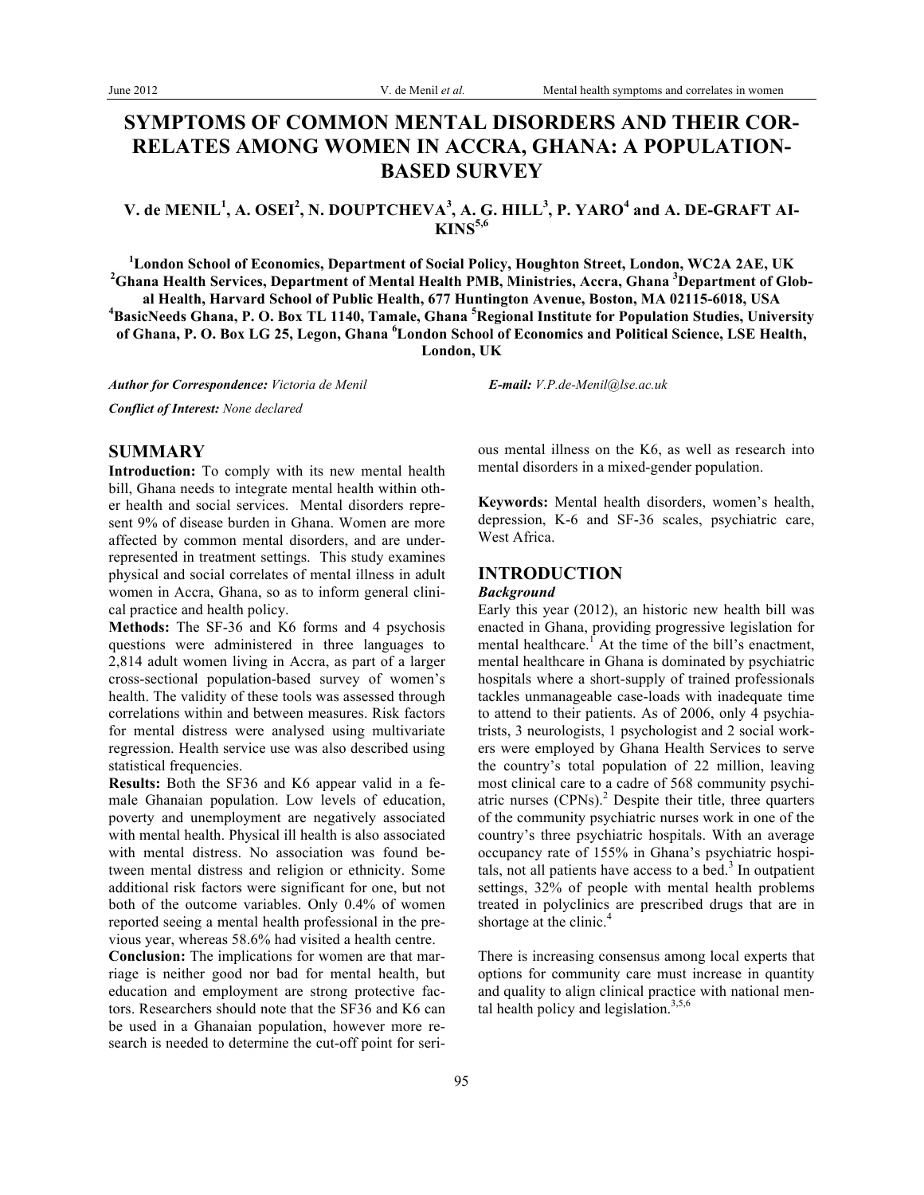# SYMPTOMS OF COMMON MENTAL DISORDERS AND THEIR CORRELATES AMONG WOMEN IN ACCRA, GHANA: A POPULATION-BASED SURVEY

**V. de MENIL[1], A. OSEI[2], N. DOUPTCHEVA[3], A. G. HILL[3], P. YARO[4] and A. DE-GRAFT AIKINS[5,6]**

**[1]London School of Economics, Department of Social Policy, Houghton Street, London, WC2A 2AE, UK [2]Ghana Health Services, Department of Mental Health PMB, Ministries, Accra, Ghana [3]Department of Global Health, Harvard School of Public Health, 677 Huntington Avenue, Boston, MA 02115-6018, USA [4]BasicNeeds Ghana, P. O. Box TL 1140, Tamale, Ghana [5]Regional Institute for Population Studies, University of Ghana, P. O. Box LG 25, Legon, Ghana [6]London School of Economics and Political Science, LSE Health, London, UK**

***Author for Correspondence:*** *Victoria de Menil* ***E-mail:*** *V.P.de-Menil@lse.ac.uk*

***Conflict of Interest:*** *None declared*

## SUMMARY

**Introduction:** To comply with its new mental health bill, Ghana needs to integrate mental health within other health and social services. Mental disorders represent 9% of disease burden in Ghana. Women are more affected by common mental disorders, and are under-represented in treatment settings. This study examines physical and social correlates of mental illness in adult women in Accra, Ghana, so as to inform general clinical practice and health policy.

**Methods:** The SF-36 and K6 forms and 4 psychosis questions were administered in three languages to 2,814 adult women living in Accra, as part of a larger cross-sectional population-based survey of women's health. The validity of these tools was assessed through correlations within and between measures. Risk factors for mental distress were analysed using multivariate regression. Health service use was also described using statistical frequencies.

**Results:** Both the SF36 and K6 appear valid in a female Ghanaian population. Low levels of education, poverty and unemployment are negatively associated with mental health. Physical ill health is also associated with mental distress. No association was found between mental distress and religion or ethnicity. Some additional risk factors were significant for one, but not both of the outcome variables. Only 0.4% of women reported seeing a mental health professional in the previous year, whereas 58.6% had visited a health centre.

**Conclusion:** The implications for women are that marriage is neither good nor bad for mental health, but education and employment are strong protective factors. Researchers should note that the SF36 and K6 can be used in a Ghanaian population, however more research is needed to determine the cut-off point for serious mental illness on the K6, as well as research into mental disorders in a mixed-gender population.

**Keywords:** Mental health disorders, women's health, depression, K-6 and SF-36 scales, psychiatric care, West Africa.

## INTRODUCTION

### *Background*

Early this year (2012), an historic new health bill was enacted in Ghana, providing progressive legislation for mental healthcare.[1] At the time of the bill's enactment, mental healthcare in Ghana is dominated by psychiatric hospitals where a short-supply of trained professionals tackles unmanageable case-loads with inadequate time to attend to their patients. As of 2006, only 4 psychiatrists, 3 neurologists, 1 psychologist and 2 social workers were employed by Ghana Health Services to serve the country's total population of 22 million, leaving most clinical care to a cadre of 568 community psychiatric nurses (CPNs).[2] Despite their title, three quarters of the community psychiatric nurses work in one of the country's three psychiatric hospitals. With an average occupancy rate of 155% in Ghana's psychiatric hospitals, not all patients have access to a bed.[3] In outpatient settings, 32% of people with mental health problems treated in polyclinics are prescribed drugs that are in shortage at the clinic.[4]

There is increasing consensus among local experts that options for community care must increase in quantity and quality to align clinical practice with national mental health policy and legislation.[3,5,6]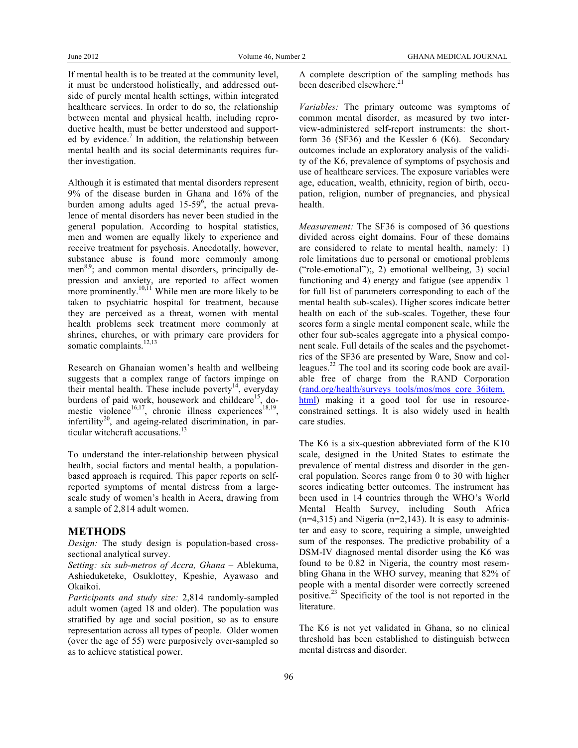If mental health is to be treated at the community level, it must be understood holistically, and addressed outside of purely mental health settings, within integrated healthcare services. In order to do so, the relationship between mental and physical health, including reproductive health, must be better understood and supported by evidence.[7] In addition, the relationship between mental health and its social determinants requires further investigation.

Although it is estimated that mental disorders represent 9% of the disease burden in Ghana and 16% of the burden among adults aged 15-59[6], the actual prevalence of mental disorders has never been studied in the general population. According to hospital statistics, men and women are equally likely to experience and receive treatment for psychosis. Anecdotally, however, substance abuse is found more commonly among men[8,9]; and common mental disorders, principally depression and anxiety, are reported to affect women more prominently.[10,11] While men are more likely to be taken to psychiatric hospital for treatment, because they are perceived as a threat, women with mental health problems seek treatment more commonly at shrines, churches, or with primary care providers for somatic complaints.[12,13]

Research on Ghanaian women's health and wellbeing suggests that a complex range of factors impinge on their mental health. These include poverty[14], everyday burdens of paid work, housework and childcare[15], domestic violence[16,17], chronic illness experiences[18,19], infertility[20], and ageing-related discrimination, in particular witchcraft accusations.[13]

To understand the inter-relationship between physical health, social factors and mental health, a population-based approach is required. This paper reports on self-reported symptoms of mental distress from a large-scale study of women's health in Accra, drawing from a sample of 2,814 adult women.

## METHODS

*Design:* The study design is population-based cross-sectional analytical survey.

*Setting: six sub-metros of Accra, Ghana* – Ablekuma, Ashieduketeke, Osuklottey, Kpeshie, Ayawaso and Okaikoi.

*Participants and study size:* 2,814 randomly-sampled adult women (aged 18 and older). The population was stratified by age and social position, so as to ensure representation across all types of people. Older women (over the age of 55) were purposively over-sampled so as to achieve statistical power.

A complete description of the sampling methods has been described elsewhere.[21]

*Variables:* The primary outcome was symptoms of common mental disorder, as measured by two interview-administered self-report instruments: the short-form 36 (SF36) and the Kessler 6 (K6). Secondary outcomes include an exploratory analysis of the validity of the K6, prevalence of symptoms of psychosis and use of healthcare services. The exposure variables were age, education, wealth, ethnicity, region of birth, occupation, religion, number of pregnancies, and physical health.

*Measurement:* The SF36 is composed of 36 questions divided across eight domains. Four of these domains are considered to relate to mental health, namely: 1) role limitations due to personal or emotional problems ("role-emotional");, 2) emotional wellbeing, 3) social functioning and 4) energy and fatigue (see appendix 1 for full list of parameters corresponding to each of the mental health sub-scales). Higher scores indicate better health on each of the sub-scales. Together, these four scores form a single mental component scale, while the other four sub-scales aggregate into a physical component scale. Full details of the scales and the psychometrics of the SF36 are presented by Ware, Snow and colleagues.[22] The tool and its scoring code book are available free of charge from the RAND Corporation (rand.org/health/surveys_tools/mos/mos_core_36item.html) making it a good tool for use in resource-constrained settings. It is also widely used in health care studies.

The K6 is a six-question abbreviated form of the K10 scale, designed in the United States to estimate the prevalence of mental distress and disorder in the general population. Scores range from 0 to 30 with higher scores indicating better outcomes. The instrument has been used in 14 countries through the WHO's World Mental Health Survey, including South Africa (n=4,315) and Nigeria (n=2,143). It is easy to administer and easy to score, requiring a simple, unweighted sum of the responses. The predictive probability of a DSM-IV diagnosed mental disorder using the K6 was found to be 0.82 in Nigeria, the country most resembling Ghana in the WHO survey, meaning that 82% of people with a mental disorder were correctly screened positive.[23] Specificity of the tool is not reported in the literature.

The K6 is not yet validated in Ghana, so no clinical threshold has been established to distinguish between mental distress and disorder.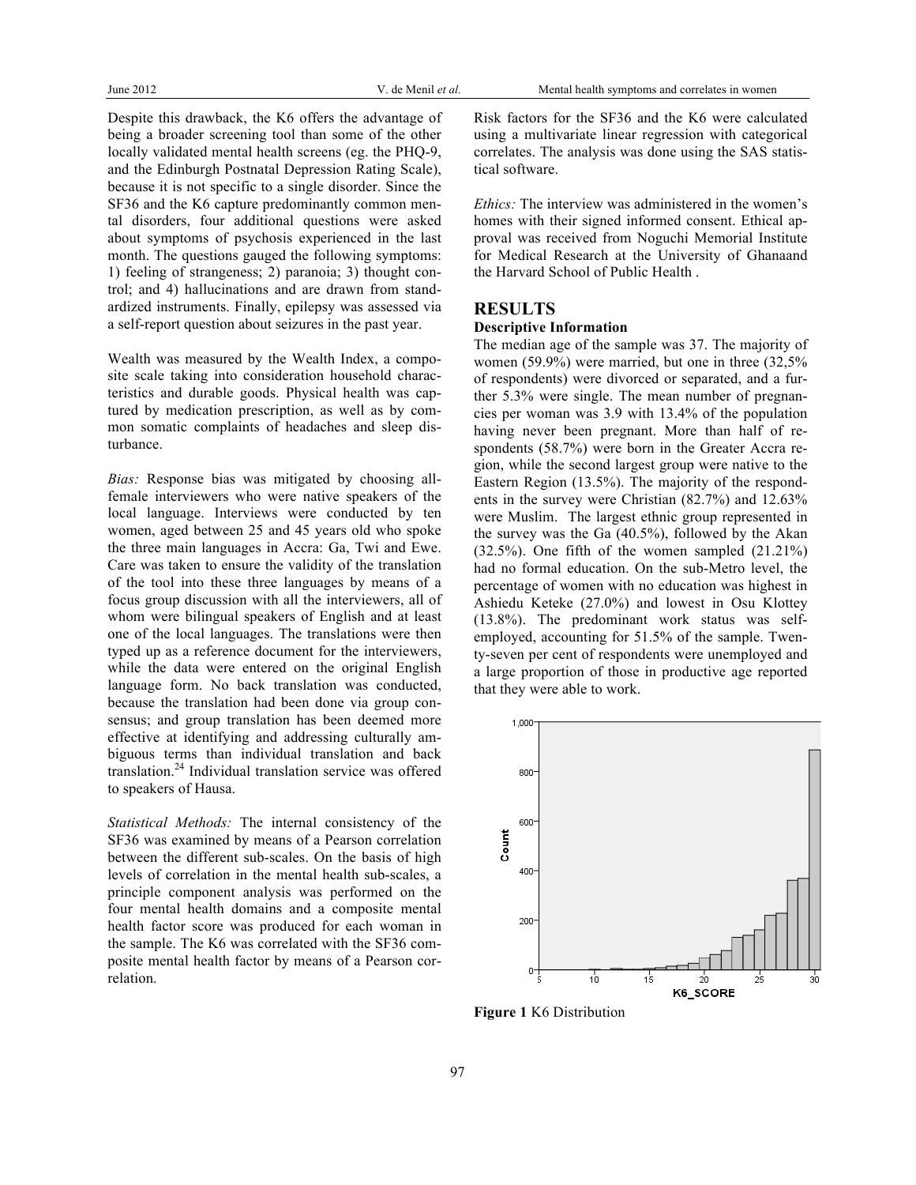Despite this drawback, the K6 offers the advantage of being a broader screening tool than some of the other locally validated mental health screens (eg. the PHQ-9, and the Edinburgh Postnatal Depression Rating Scale), because it is not specific to a single disorder. Since the SF36 and the K6 capture predominantly common mental disorders, four additional questions were asked about symptoms of psychosis experienced in the last month. The questions gauged the following symptoms: 1) feeling of strangeness; 2) paranoia; 3) thought control; and 4) hallucinations and are drawn from standardized instruments. Finally, epilepsy was assessed via a self-report question about seizures in the past year.

Wealth was measured by the Wealth Index, a composite scale taking into consideration household characteristics and durable goods. Physical health was captured by medication prescription, as well as by common somatic complaints of headaches and sleep disturbance.

*Bias:* Response bias was mitigated by choosing all-female interviewers who were native speakers of the local language. Interviews were conducted by ten women, aged between 25 and 45 years old who spoke the three main languages in Accra: Ga, Twi and Ewe. Care was taken to ensure the validity of the translation of the tool into these three languages by means of a focus group discussion with all the interviewers, all of whom were bilingual speakers of English and at least one of the local languages. The translations were then typed up as a reference document for the interviewers, while the data were entered on the original English language form. No back translation was conducted, because the translation had been done via group consensus; and group translation has been deemed more effective at identifying and addressing culturally ambiguous terms than individual translation and back translation.[24] Individual translation service was offered to speakers of Hausa.

*Statistical Methods:* The internal consistency of the SF36 was examined by means of a Pearson correlation between the different sub-scales. On the basis of high levels of correlation in the mental health sub-scales, a principle component analysis was performed on the four mental health domains and a composite mental health factor score was produced for each woman in the sample. The K6 was correlated with the SF36 composite mental health factor by means of a Pearson correlation.

Risk factors for the SF36 and the K6 were calculated using a multivariate linear regression with categorical correlates. The analysis was done using the SAS statistical software.

*Ethics:* The interview was administered in the women's homes with their signed informed consent. Ethical approval was received from Noguchi Memorial Institute for Medical Research at the University of Ghanaand the Harvard School of Public Health .

## RESULTS

### Descriptive Information

The median age of the sample was 37. The majority of women (59.9%) were married, but one in three (32,5% of respondents) were divorced or separated, and a further 5.3% were single. The mean number of pregnancies per woman was 3.9 with 13.4% of the population having never been pregnant. More than half of respondents (58.7%) were born in the Greater Accra region, while the second largest group were native to the Eastern Region (13.5%). The majority of the respondents in the survey were Christian (82.7%) and 12.63% were Muslim. The largest ethnic group represented in the survey was the Ga (40.5%), followed by the Akan (32.5%). One fifth of the women sampled (21.21%) had no formal education. On the sub-Metro level, the percentage of women with no education was highest in Ashiedu Keteke (27.0%) and lowest in Osu Klottey (13.8%). The predominant work status was self-employed, accounting for 51.5% of the sample. Twenty-seven per cent of respondents were unemployed and a large proportion of those in productive age reported that they were able to work.

**Figure 1** K6 Distribution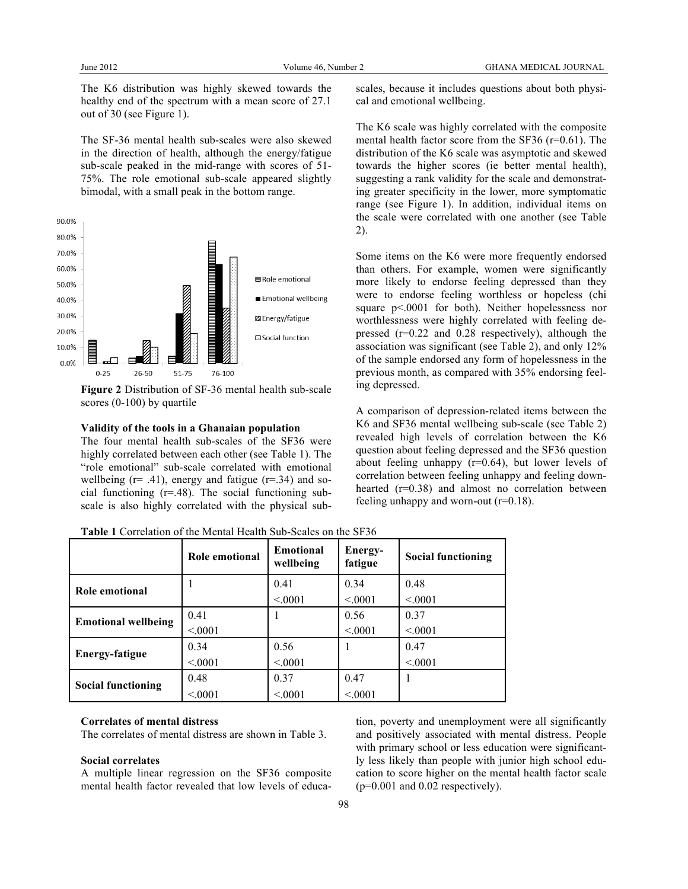The K6 distribution was highly skewed towards the healthy end of the spectrum with a mean score of 27.1 out of 30 (see Figure 1).

The SF-36 mental health sub-scales were also skewed in the direction of health, although the energy/fatigue sub-scale peaked in the mid-range with scores of 51-75%. The role emotional sub-scale appeared slightly bimodal, with a small peak in the bottom range.

**Figure 2** Distribution of SF-36 mental health sub-scale scores (0-100) by quartile

### Validity of the tools in a Ghanaian population

The four mental health sub-scales of the SF36 were highly correlated between each other (see Table 1). The "role emotional" sub-scale correlated with emotional wellbeing (r= .41), energy and fatigue (r=.34) and social functioning (r=.48). The social functioning sub-scale is also highly correlated with the physical sub-scales, because it includes questions about both physical and emotional wellbeing.

The K6 scale was highly correlated with the composite mental health factor score from the SF36 (r=0.61). The distribution of the K6 scale was asymptotic and skewed towards the higher scores (ie better mental health), suggesting a rank validity for the scale and demonstrating greater specificity in the lower, more symptomatic range (see Figure 1). In addition, individual items on the scale were correlated with one another (see Table 2).

Some items on the K6 were more frequently endorsed than others. For example, women were significantly more likely to endorse feeling depressed than they were to endorse feeling worthless or hopeless (chi square p<.0001 for both). Neither hopelessness nor worthlessness were highly correlated with feeling depressed (r=0.22 and 0.28 respectively), although the association was significant (see Table 2), and only 12% of the sample endorsed any form of hopelessness in the previous month, as compared with 35% endorsing feeling depressed.

A comparison of depression-related items between the K6 and SF36 mental wellbeing sub-scale (see Table 2) revealed high levels of correlation between the K6 question about feeling depressed and the SF36 question about feeling unhappy (r=0.64), but lower levels of correlation between feeling unhappy and feeling downhearted (r=0.38) and almost no correlation between feeling unhappy and worn-out (r=0.18).

**Table 1** Correlation of the Mental Health Sub-Scales on the SF36

| | Role emotional | Emotional wellbeing | Energy-fatigue | Social functioning |
|---|---|---|---|---|
| **Role emotional** | 1 | 0.41<br><.0001 | 0.34<br><.0001 | 0.48<br><.0001 |
| **Emotional wellbeing** | 0.41<br><.0001 | 1 | 0.56<br><.0001 | 0.37<br><.0001 |
| **Energy-fatigue** | 0.34<br><.0001 | 0.56<br><.0001 | 1 | 0.47<br><.0001 |
| **Social functioning** | 0.48<br><.0001 | 0.37<br><.0001 | 0.47<br><.0001 | 1 |

### Correlates of mental distress

The correlates of mental distress are shown in Table 3.

### Social correlates

A multiple linear regression on the SF36 composite mental health factor revealed that low levels of education, poverty and unemployment were all significantly and positively associated with mental distress. People with primary school or less education were significantly less likely than people with junior high school education to score higher on the mental health factor scale (p=0.001 and 0.02 respectively).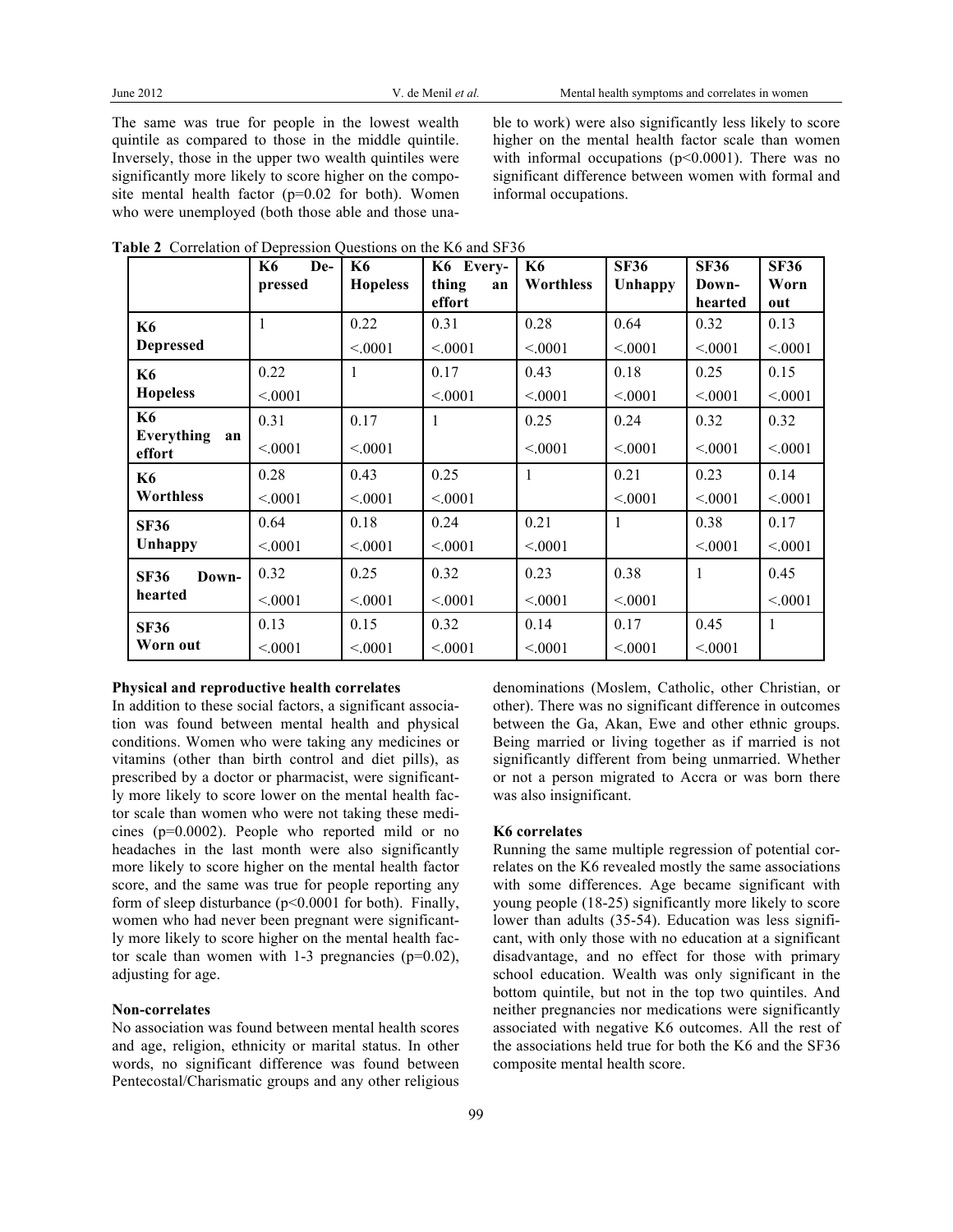The same was true for people in the lowest wealth quintile as compared to those in the middle quintile. Inversely, those in the upper two wealth quintiles were significantly more likely to score higher on the composite mental health factor (p=0.02 for both). Women who were unemployed (both those able and those unable to work) were also significantly less likely to score higher on the mental health factor scale than women with informal occupations (p<0.0001). There was no significant difference between women with formal and informal occupations.

**Table 2** Correlation of Depression Questions on the K6 and SF36

| | K6 Depressed | K6 Hopeless | K6 Everything an effort | K6 Worthless | SF36 Unhappy | SF36 Downhearted | SF36 Worn out |
|---|---|---|---|---|---|---|---|
| **K6 Depressed** | 1 | 0.22<br><.0001 | 0.31<br><.0001 | 0.28<br><.0001 | 0.64<br><.0001 | 0.32<br><.0001 | 0.13<br><.0001 |
| **K6 Hopeless** | 0.22<br><.0001 | 1 | 0.17<br><.0001 | 0.43<br><.0001 | 0.18<br><.0001 | 0.25<br><.0001 | 0.15<br><.0001 |
| **K6 Everything an effort** | 0.31<br><.0001 | 0.17<br><.0001 | 1 | 0.25<br><.0001 | 0.24<br><.0001 | 0.32<br><.0001 | 0.32<br><.0001 |
| **K6 Worthless** | 0.28<br><.0001 | 0.43<br><.0001 | 0.25<br><.0001 | 1 | 0.21<br><.0001 | 0.23<br><.0001 | 0.14<br><.0001 |
| **SF36 Unhappy** | 0.64<br><.0001 | 0.18<br><.0001 | 0.24<br><.0001 | 0.21<br><.0001 | 1 | 0.38<br><.0001 | 0.17<br><.0001 |
| **SF36 Downhearted** | 0.32<br><.0001 | 0.25<br><.0001 | 0.32<br><.0001 | 0.23<br><.0001 | 0.38<br><.0001 | 1 | 0.45<br><.0001 |
| **SF36 Worn out** | 0.13<br><.0001 | 0.15<br><.0001 | 0.32<br><.0001 | 0.14<br><.0001 | 0.17<br><.0001 | 0.45<br><.0001 | 1 |

**Physical and reproductive health correlates**

In addition to these social factors, a significant association was found between mental health and physical conditions. Women who were taking any medicines or vitamins (other than birth control and diet pills), as prescribed by a doctor or pharmacist, were significantly more likely to score lower on the mental health factor scale than women who were not taking these medicines (p=0.0002). People who reported mild or no headaches in the last month were also significantly more likely to score higher on the mental health factor score, and the same was true for people reporting any form of sleep disturbance (p<0.0001 for both). Finally, women who had never been pregnant were significantly more likely to score higher on the mental health factor scale than women with 1-3 pregnancies (p=0.02), adjusting for age.

**Non-correlates**

No association was found between mental health scores and age, religion, ethnicity or marital status. In other words, no significant difference was found between Pentecostal/Charismatic groups and any other religious denominations (Moslem, Catholic, other Christian, or other). There was no significant difference in outcomes between the Ga, Akan, Ewe and other ethnic groups. Being married or living together as if married is not significantly different from being unmarried. Whether or not a person migrated to Accra or was born there was also insignificant.

**K6 correlates**

Running the same multiple regression of potential correlates on the K6 revealed mostly the same associations with some differences. Age became significant with young people (18-25) significantly more likely to score lower than adults (35-54). Education was less significant, with only those with no education at a significant disadvantage, and no effect for those with primary school education. Wealth was only significant in the bottom quintile, but not in the top two quintiles. And neither pregnancies nor medications were significantly associated with negative K6 outcomes. All the rest of the associations held true for both the K6 and the SF36 composite mental health score.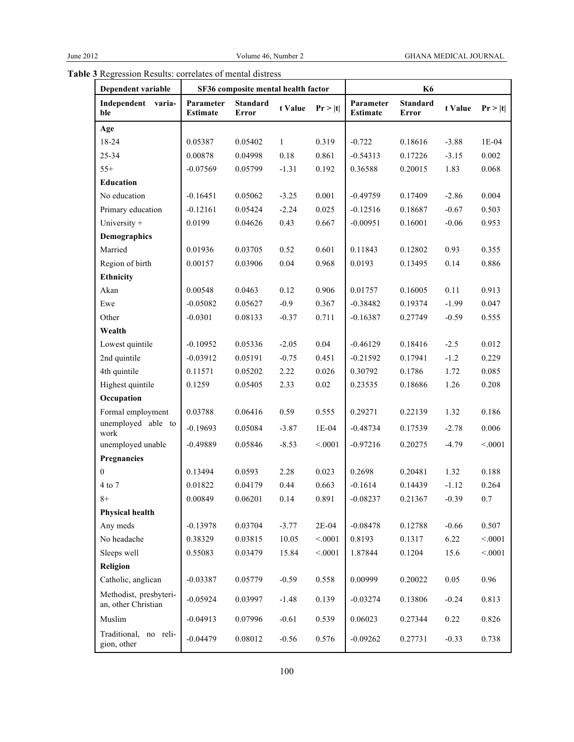**Table 3** Regression Results: correlates of mental distress

| Dependent variable | SF36 composite mental health factor | | | | K6 | | | |
|---|---|---|---|---|---|---|---|---|
| Independent variable | Parameter Estimate | Standard Error | t Value | Pr > \|t\| | Parameter Estimate | Standard Error | t Value | Pr > \|t\| |
| **Age** | | | | | | | | |
| 18-24 | 0.05387 | 0.05402 | 1 | 0.319 | -0.722 | 0.18616 | -3.88 | 1E-04 |
| 25-34 | 0.00878 | 0.04998 | 0.18 | 0.861 | -0.54313 | 0.17226 | -3.15 | 0.002 |
| 55+ | -0.07569 | 0.05799 | -1.31 | 0.192 | 0.36588 | 0.20015 | 1.83 | 0.068 |
| **Education** | | | | | | | | |
| No education | -0.16451 | 0.05062 | -3.25 | 0.001 | -0.49759 | 0.17409 | -2.86 | 0.004 |
| Primary education | -0.12161 | 0.05424 | -2.24 | 0.025 | -0.12516 | 0.18687 | -0.67 | 0.503 |
| University + | 0.0199 | 0.04626 | 0.43 | 0.667 | -0.00951 | 0.16001 | -0.06 | 0.953 |
| **Demographics** | | | | | | | | |
| Married | 0.01936 | 0.03705 | 0.52 | 0.601 | 0.11843 | 0.12802 | 0.93 | 0.355 |
| Region of birth | 0.00157 | 0.03906 | 0.04 | 0.968 | 0.0193 | 0.13495 | 0.14 | 0.886 |
| **Ethnicity** | | | | | | | | |
| Akan | 0.00548 | 0.0463 | 0.12 | 0.906 | 0.01757 | 0.16005 | 0.11 | 0.913 |
| Ewe | -0.05082 | 0.05627 | -0.9 | 0.367 | -0.38482 | 0.19374 | -1.99 | 0.047 |
| Other | -0.0301 | 0.08133 | -0.37 | 0.711 | -0.16387 | 0.27749 | -0.59 | 0.555 |
| **Wealth** | | | | | | | | |
| Lowest quintile | -0.10952 | 0.05336 | -2.05 | 0.04 | -0.46129 | 0.18416 | -2.5 | 0.012 |
| 2nd quintile | -0.03912 | 0.05191 | -0.75 | 0.451 | -0.21592 | 0.17941 | -1.2 | 0.229 |
| 4th quintile | 0.11571 | 0.05202 | 2.22 | 0.026 | 0.30792 | 0.1786 | 1.72 | 0.085 |
| Highest quintile | 0.1259 | 0.05405 | 2.33 | 0.02 | 0.23535 | 0.18686 | 1.26 | 0.208 |
| **Occupation** | | | | | | | | |
| Formal employment | 0.03788 | 0.06416 | 0.59 | 0.555 | 0.29271 | 0.22139 | 1.32 | 0.186 |
| unemployed able to work | -0.19693 | 0.05084 | -3.87 | 1E-04 | -0.48734 | 0.17539 | -2.78 | 0.006 |
| unemployed unable | -0.49889 | 0.05846 | -8.53 | <.0001 | -0.97216 | 0.20275 | -4.79 | <.0001 |
| **Pregnancies** | | | | | | | | |
| 0 | 0.13494 | 0.0593 | 2.28 | 0.023 | 0.2698 | 0.20481 | 1.32 | 0.188 |
| 4 to 7 | 0.01822 | 0.04179 | 0.44 | 0.663 | -0.1614 | 0.14439 | -1.12 | 0.264 |
| 8+ | 0.00849 | 0.06201 | 0.14 | 0.891 | -0.08237 | 0.21367 | -0.39 | 0.7 |
| **Physical health** | | | | | | | | |
| Any meds | -0.13978 | 0.03704 | -3.77 | 2E-04 | -0.08478 | 0.12788 | -0.66 | 0.507 |
| No headache | 0.38329 | 0.03815 | 10.05 | <.0001 | 0.8193 | 0.1317 | 6.22 | <.0001 |
| Sleeps well | 0.55083 | 0.03479 | 15.84 | <.0001 | 1.87844 | 0.1204 | 15.6 | <.0001 |
| **Religion** | | | | | | | | |
| Catholic, anglican | -0.03387 | 0.05779 | -0.59 | 0.558 | 0.00999 | 0.20022 | 0.05 | 0.96 |
| Methodist, presbyterian, other Christian | -0.05924 | 0.03997 | -1.48 | 0.139 | -0.03274 | 0.13806 | -0.24 | 0.813 |
| Muslim | -0.04913 | 0.07996 | -0.61 | 0.539 | 0.06023 | 0.27344 | 0.22 | 0.826 |
| Traditional, no religion, other | -0.04479 | 0.08012 | -0.56 | 0.576 | -0.09262 | 0.27731 | -0.33 | 0.738 |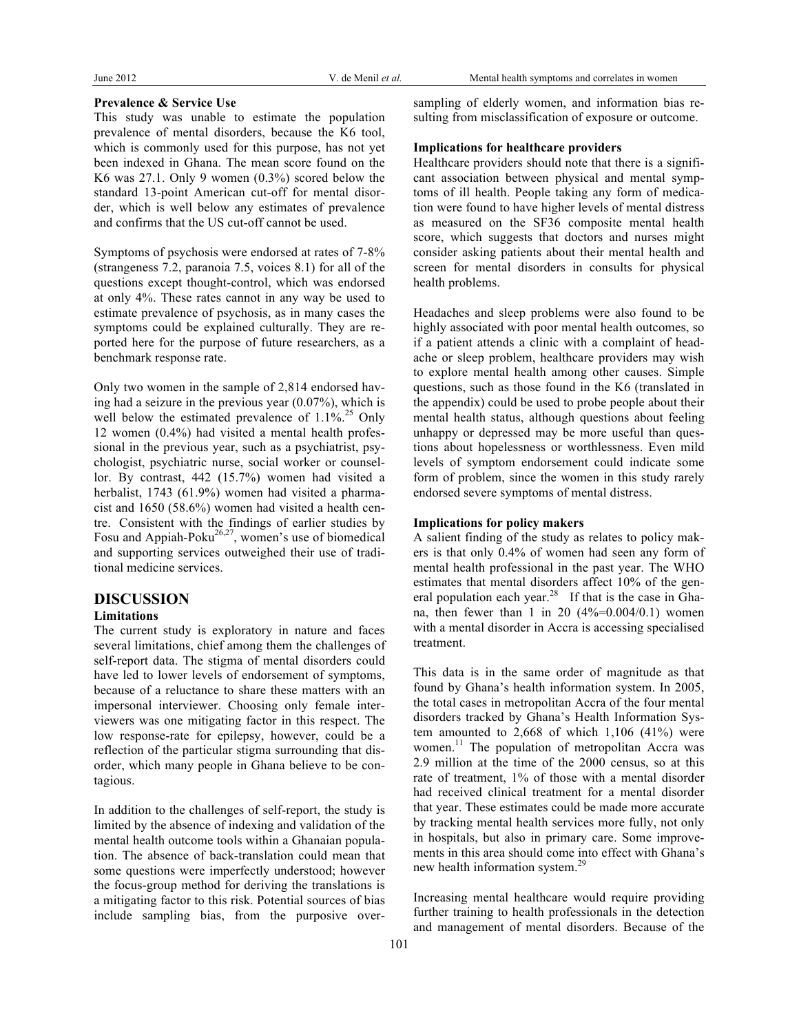**Prevalence & Service Use**

This study was unable to estimate the population prevalence of mental disorders, because the K6 tool, which is commonly used for this purpose, has not yet been indexed in Ghana. The mean score found on the K6 was 27.1. Only 9 women (0.3%) scored below the standard 13-point American cut-off for mental disorder, which is well below any estimates of prevalence and confirms that the US cut-off cannot be used.

Symptoms of psychosis were endorsed at rates of 7-8% (strangeness 7.2, paranoia 7.5, voices 8.1) for all of the questions except thought-control, which was endorsed at only 4%. These rates cannot in any way be used to estimate prevalence of psychosis, as in many cases the symptoms could be explained culturally. They are reported here for the purpose of future researchers, as a benchmark response rate.

Only two women in the sample of 2,814 endorsed having had a seizure in the previous year (0.07%), which is well below the estimated prevalence of 1.1%.[25] Only 12 women (0.4%) had visited a mental health professional in the previous year, such as a psychiatrist, psychologist, psychiatric nurse, social worker or counsellor. By contrast, 442 (15.7%) women had visited a herbalist, 1743 (61.9%) women had visited a pharmacist and 1650 (58.6%) women had visited a health centre. Consistent with the findings of earlier studies by Fosu and Appiah-Poku[26,27], women's use of biomedical and supporting services outweighed their use of traditional medicine services.

## DISCUSSION

### Limitations

The current study is exploratory in nature and faces several limitations, chief among them the challenges of self-report data. The stigma of mental disorders could have led to lower levels of endorsement of symptoms, because of a reluctance to share these matters with an impersonal interviewer. Choosing only female interviewers was one mitigating factor in this respect. The low response-rate for epilepsy, however, could be a reflection of the particular stigma surrounding that disorder, which many people in Ghana believe to be contagious.

In addition to the challenges of self-report, the study is limited by the absence of indexing and validation of the mental health outcome tools within a Ghanaian population. The absence of back-translation could mean that some questions were imperfectly understood; however the focus-group method for deriving the translations is a mitigating factor to this risk. Potential sources of bias include sampling bias, from the purposive over-sampling of elderly women, and information bias resulting from misclassification of exposure or outcome.

**Implications for healthcare providers**

Healthcare providers should note that there is a significant association between physical and mental symptoms of ill health. People taking any form of medication were found to have higher levels of mental distress as measured on the SF36 composite mental health score, which suggests that doctors and nurses might consider asking patients about their mental health and screen for mental disorders in consults for physical health problems.

Headaches and sleep problems were also found to be highly associated with poor mental health outcomes, so if a patient attends a clinic with a complaint of headache or sleep problem, healthcare providers may wish to explore mental health among other causes. Simple questions, such as those found in the K6 (translated in the appendix) could be used to probe people about their mental health status, although questions about feeling unhappy or depressed may be more useful than questions about hopelessness or worthlessness. Even mild levels of symptom endorsement could indicate some form of problem, since the women in this study rarely endorsed severe symptoms of mental distress.

**Implications for policy makers**

A salient finding of the study as relates to policy makers is that only 0.4% of women had seen any form of mental health professional in the past year. The WHO estimates that mental disorders affect 10% of the general population each year.[28] If that is the case in Ghana, then fewer than 1 in 20 (4%=0.004/0.1) women with a mental disorder in Accra is accessing specialised treatment.

This data is in the same order of magnitude as that found by Ghana's health information system. In 2005, the total cases in metropolitan Accra of the four mental disorders tracked by Ghana's Health Information System amounted to 2,668 of which 1,106 (41%) were women.[11] The population of metropolitan Accra was 2.9 million at the time of the 2000 census, so at this rate of treatment, 1% of those with a mental disorder had received clinical treatment for a mental disorder that year. These estimates could be made more accurate by tracking mental health services more fully, not only in hospitals, but also in primary care. Some improvements in this area should come into effect with Ghana's new health information system.[29]

Increasing mental healthcare would require providing further training to health professionals in the detection and management of mental disorders. Because of the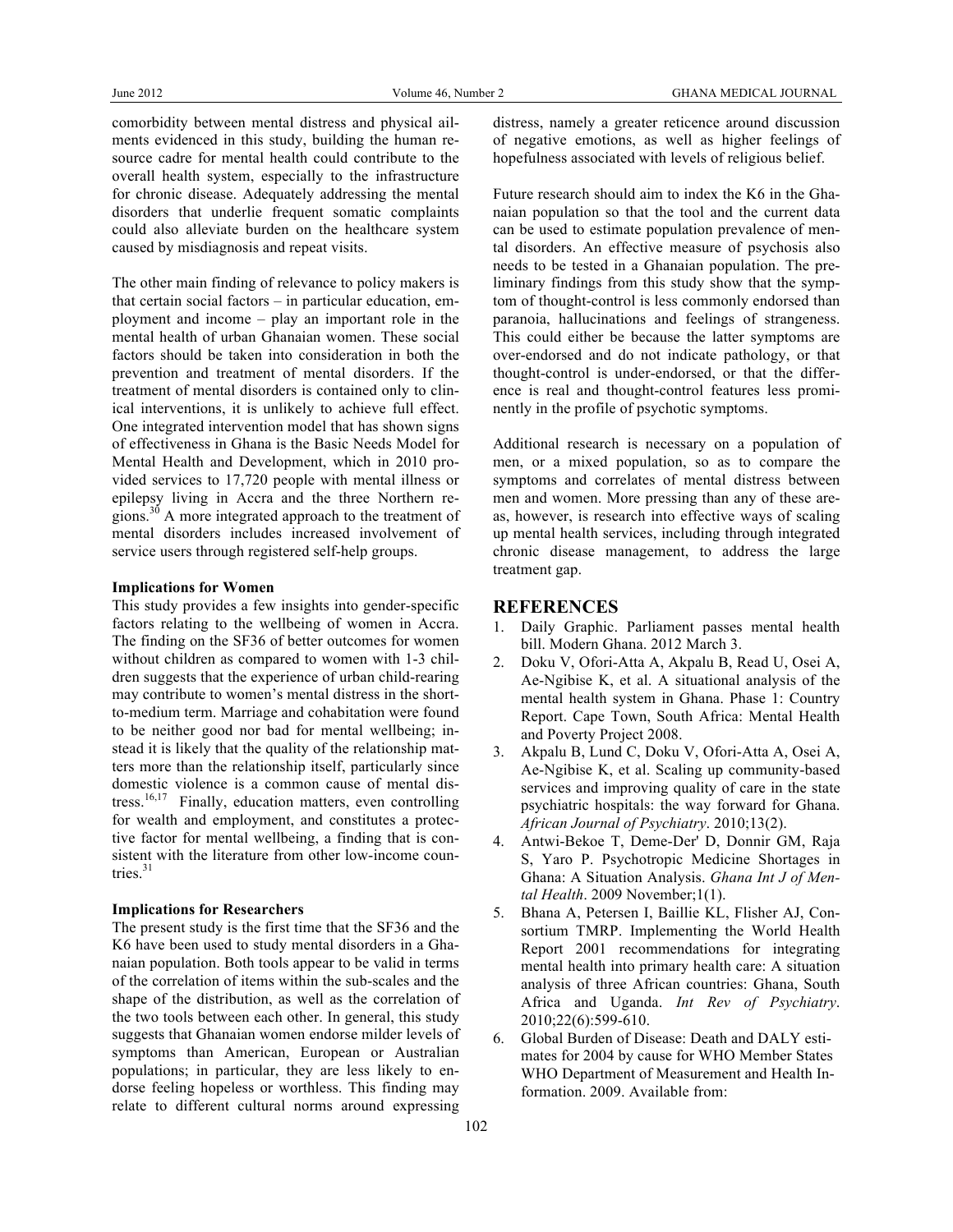comorbidity between mental distress and physical ailments evidenced in this study, building the human resource cadre for mental health could contribute to the overall health system, especially to the infrastructure for chronic disease. Adequately addressing the mental disorders that underlie frequent somatic complaints could also alleviate burden on the healthcare system caused by misdiagnosis and repeat visits.

The other main finding of relevance to policy makers is that certain social factors – in particular education, employment and income – play an important role in the mental health of urban Ghanaian women. These social factors should be taken into consideration in both the prevention and treatment of mental disorders. If the treatment of mental disorders is contained only to clinical interventions, it is unlikely to achieve full effect. One integrated intervention model that has shown signs of effectiveness in Ghana is the Basic Needs Model for Mental Health and Development, which in 2010 provided services to 17,720 people with mental illness or epilepsy living in Accra and the three Northern regions.[30] A more integrated approach to the treatment of mental disorders includes increased involvement of service users through registered self-help groups.

**Implications for Women**

This study provides a few insights into gender-specific factors relating to the wellbeing of women in Accra. The finding on the SF36 of better outcomes for women without children as compared to women with 1-3 children suggests that the experience of urban child-rearing may contribute to women's mental distress in the short-to-medium term. Marriage and cohabitation were found to be neither good nor bad for mental wellbeing; instead it is likely that the quality of the relationship matters more than the relationship itself, particularly since domestic violence is a common cause of mental distress.[16,17] Finally, education matters, even controlling for wealth and employment, and constitutes a protective factor for mental wellbeing, a finding that is consistent with the literature from other low-income countries.[31]

**Implications for Researchers**

The present study is the first time that the SF36 and the K6 have been used to study mental disorders in a Ghanaian population. Both tools appear to be valid in terms of the correlation of items within the sub-scales and the shape of the distribution, as well as the correlation of the two tools between each other. In general, this study suggests that Ghanaian women endorse milder levels of symptoms than American, European or Australian populations; in particular, they are less likely to endorse feeling hopeless or worthless. This finding may relate to different cultural norms around expressing distress, namely a greater reticence around discussion of negative emotions, as well as higher feelings of hopefulness associated with levels of religious belief.

Future research should aim to index the K6 in the Ghanaian population so that the tool and the current data can be used to estimate population prevalence of mental disorders. An effective measure of psychosis also needs to be tested in a Ghanaian population. The preliminary findings from this study show that the symptom of thought-control is less commonly endorsed than paranoia, hallucinations and feelings of strangeness. This could either be because the latter symptoms are over-endorsed and do not indicate pathology, or that thought-control is under-endorsed, or that the difference is real and thought-control features less prominently in the profile of psychotic symptoms.

Additional research is necessary on a population of men, or a mixed population, so as to compare the symptoms and correlates of mental distress between men and women. More pressing than any of these areas, however, is research into effective ways of scaling up mental health services, including through integrated chronic disease management, to address the large treatment gap.

## REFERENCES

1. Daily Graphic. Parliament passes mental health bill. Modern Ghana. 2012 March 3.
2. Doku V, Ofori-Atta A, Akpalu B, Read U, Osei A, Ae-Ngibise K, et al. A situational analysis of the mental health system in Ghana. Phase 1: Country Report. Cape Town, South Africa: Mental Health and Poverty Project 2008.
3. Akpalu B, Lund C, Doku V, Ofori-Atta A, Osei A, Ae-Ngibise K, et al. Scaling up community-based services and improving quality of care in the state psychiatric hospitals: the way forward for Ghana. *African Journal of Psychiatry*. 2010;13(2).
4. Antwi-Bekoe T, Deme-Der' D, Donnir GM, Raja S, Yaro P. Psychotropic Medicine Shortages in Ghana: A Situation Analysis. *Ghana Int J of Mental Health*. 2009 November;1(1).
5. Bhana A, Petersen I, Baillie KL, Flisher AJ, Consortium TMRP. Implementing the World Health Report 2001 recommendations for integrating mental health into primary health care: A situation analysis of three African countries: Ghana, South Africa and Uganda. *Int Rev of Psychiatry*. 2010;22(6):599-610.
6. Global Burden of Disease: Death and DALY estimates for 2004 by cause for WHO Member States WHO Department of Measurement and Health Information. 2009. Available from: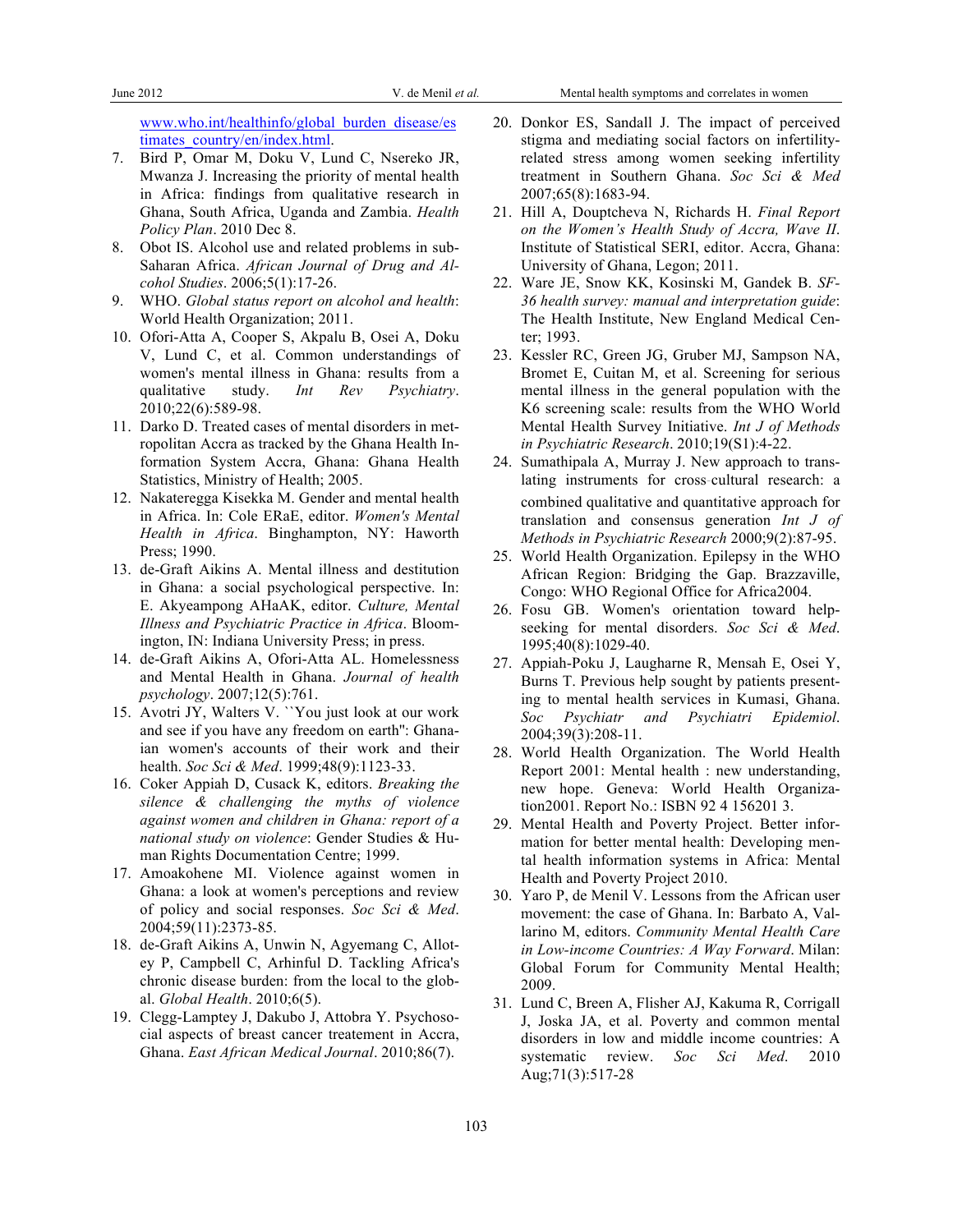www.who.int/healthinfo/global_burden_disease/estimates_country/en/index.html.

7. Bird P, Omar M, Doku V, Lund C, Nsereko JR, Mwanza J. Increasing the priority of mental health in Africa: findings from qualitative research in Ghana, South Africa, Uganda and Zambia. *Health Policy Plan*. 2010 Dec 8.
8. Obot IS. Alcohol use and related problems in sub-Saharan Africa. *African Journal of Drug and Alcohol Studies*. 2006;5(1):17-26.
9. WHO. *Global status report on alcohol and health*: World Health Organization; 2011.
10. Ofori-Atta A, Cooper S, Akpalu B, Osei A, Doku V, Lund C, et al. Common understandings of women's mental illness in Ghana: results from a qualitative study. *Int Rev Psychiatry*. 2010;22(6):589-98.
11. Darko D. Treated cases of mental disorders in metropolitan Accra as tracked by the Ghana Health Information System Accra, Ghana: Ghana Health Statistics, Ministry of Health; 2005.
12. Nakateregga Kisekka M. Gender and mental health in Africa. In: Cole ERaE, editor. *Women's Mental Health in Africa*. Binghampton, NY: Haworth Press; 1990.
13. de-Graft Aikins A. Mental illness and destitution in Ghana: a social psychological perspective. In: E. Akyeampong AHaAK, editor. *Culture, Mental Illness and Psychiatric Practice in Africa*. Bloomington, IN: Indiana University Press; in press.
14. de-Graft Aikins A, Ofori-Atta AL. Homelessness and Mental Health in Ghana. *Journal of health psychology*. 2007;12(5):761.
15. Avotri JY, Walters V. ``You just look at our work and see if you have any freedom on earth'': Ghanaian women's accounts of their work and their health. *Soc Sci & Med*. 1999;48(9):1123-33.
16. Coker Appiah D, Cusack K, editors. *Breaking the silence & challenging the myths of violence against women and children in Ghana: report of a national study on violence*: Gender Studies & Human Rights Documentation Centre; 1999.
17. Amoakohene MI. Violence against women in Ghana: a look at women's perceptions and review of policy and social responses. *Soc Sci & Med*. 2004;59(11):2373-85.
18. de-Graft Aikins A, Unwin N, Agyemang C, Allotey P, Campbell C, Arhinful D. Tackling Africa's chronic disease burden: from the local to the global. *Global Health*. 2010;6(5).
19. Clegg-Lamptey J, Dakubo J, Attobra Y. Psychosocial aspects of breast cancer treatement in Accra, Ghana. *East African Medical Journal*. 2010;86(7).
20. Donkor ES, Sandall J. The impact of perceived stigma and mediating social factors on infertility-related stress among women seeking infertility treatment in Southern Ghana. *Soc Sci & Med* 2007;65(8):1683-94.
21. Hill A, Douptcheva N, Richards H. *Final Report on the Women's Health Study of Accra, Wave II*. Institute of Statistical SERI, editor. Accra, Ghana: University of Ghana, Legon; 2011.
22. Ware JE, Snow KK, Kosinski M, Gandek B. *SF-36 health survey: manual and interpretation guide*: The Health Institute, New England Medical Center; 1993.
23. Kessler RC, Green JG, Gruber MJ, Sampson NA, Bromet E, Cuitan M, et al. Screening for serious mental illness in the general population with the K6 screening scale: results from the WHO World Mental Health Survey Initiative. *Int J of Methods in Psychiatric Research*. 2010;19(S1):4-22.
24. Sumathipala A, Murray J. New approach to translating instruments for cross-cultural research: a combined qualitative and quantitative approach for translation and consensus generation *Int J of Methods in Psychiatric Research* 2000;9(2):87-95.
25. World Health Organization. Epilepsy in the WHO African Region: Bridging the Gap. Brazzaville, Congo: WHO Regional Office for Africa2004.
26. Fosu GB. Women's orientation toward help-seeking for mental disorders. *Soc Sci & Med*. 1995;40(8):1029-40.
27. Appiah-Poku J, Laugharne R, Mensah E, Osei Y, Burns T. Previous help sought by patients presenting to mental health services in Kumasi, Ghana. *Soc Psychiatr and Psychiatri Epidemiol*. 2004;39(3):208-11.
28. World Health Organization. The World Health Report 2001: Mental health : new understanding, new hope. Geneva: World Health Organization2001. Report No.: ISBN 92 4 156201 3.
29. Mental Health and Poverty Project. Better information for better mental health: Developing mental health information systems in Africa: Mental Health and Poverty Project 2010.
30. Yaro P, de Menil V. Lessons from the African user movement: the case of Ghana. In: Barbato A, Vallarino M, editors. *Community Mental Health Care in Low-income Countries: A Way Forward*. Milan: Global Forum for Community Mental Health; 2009.
31. Lund C, Breen A, Flisher AJ, Kakuma R, Corrigall J, Joska JA, et al. Poverty and common mental disorders in low and middle income countries: A systematic review. *Soc Sci Med*. 2010 Aug;71(3):517-28